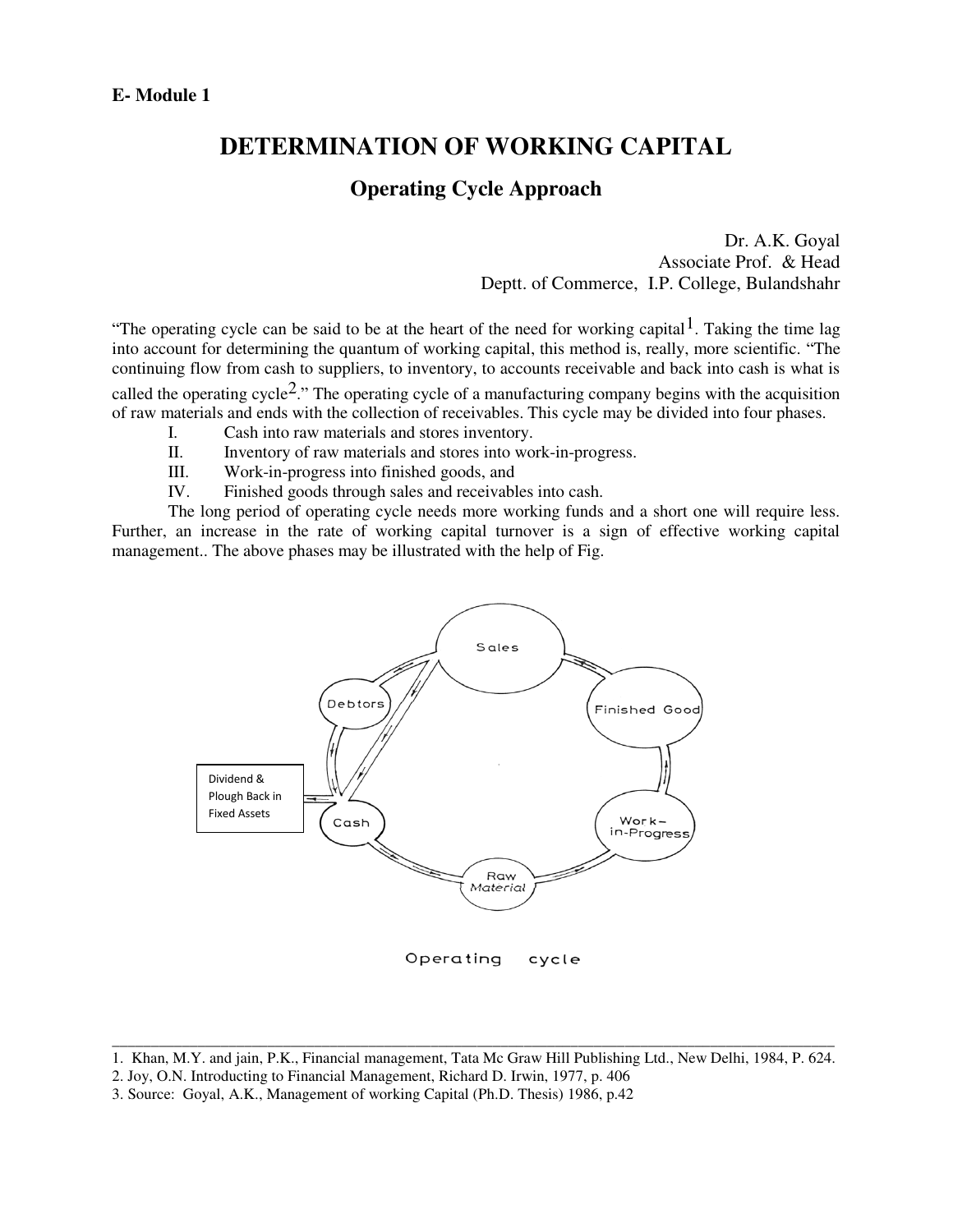**E- Module 1**

# DETERMINATION OF WORKING CAPITAL

## Operating Cycle Approach

Dr. A.K. Goyal
Associate Prof. & Head
Deptt. of Commerce, I.P. College, Bulandshahr

"The operating cycle can be said to be at the heart of the need for working capital[1]. Taking the time lag into account for determining the quantum of working capital, this method is, really, more scientific. "The continuing flow from cash to suppliers, to inventory, to accounts receivable and back into cash is what is called the operating cycle[2]." The operating cycle of a manufacturing company begins with the acquisition of raw materials and ends with the collection of receivables. This cycle may be divided into four phases.

I. Cash into raw materials and stores inventory.
II. Inventory of raw materials and stores into work-in-progress.
III. Work-in-progress into finished goods, and
IV. Finished goods through sales and receivables into cash.

The long period of operating cycle needs more working funds and a short one will require less. Further, an increase in the rate of working capital turnover is a sign of effective working capital management.. The above phases may be illustrated with the help of Fig.

Sales
Debtors
Finished Good
Dividend & Plough Back in Fixed Assets
Cash
Work-in-Progress
Raw Material

Operating cycle

---

1. Khan, M.Y. and jain, P.K., Financial management, Tata Mc Graw Hill Publishing Ltd., New Delhi, 1984, P. 624.
2. Joy, O.N. Introducting to Financial Management, Richard D. Irwin, 1977, p. 406
3. Source: Goyal, A.K., Management of working Capital (Ph.D. Thesis) 1986, p.42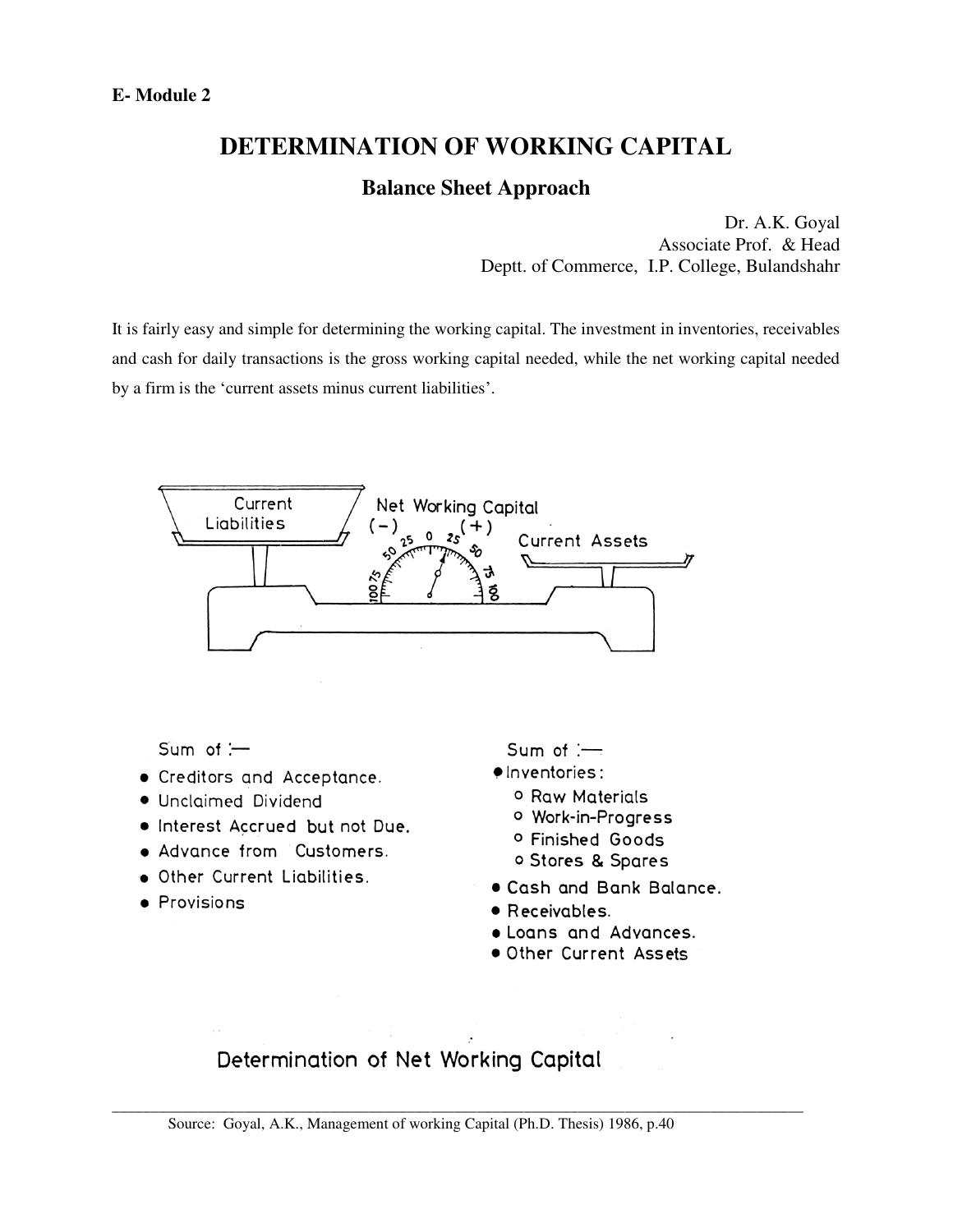E- Module 2

# DETERMINATION OF WORKING CAPITAL

## Balance Sheet Approach

Dr. A.K. Goyal
Associate Prof. & Head
Deptt. of Commerce, I.P. College, Bulandshahr

It is fairly easy and simple for determining the working capital. The investment in inventories, receivables and cash for daily transactions is the gross working capital needed, while the net working capital needed by a firm is the 'current assets minus current liabilities'.

Current Liabilities — Net Working Capital (−) (+) — Current Assets

Sum of :—

- Creditors and Acceptance.
- Unclaimed Dividend
- Interest Accrued but not Due.
- Advance from Customers.
- Other Current Liabilities.
- Provisions

Sum of :—

- Inventories:
  - Raw Materials
  - Work-in-Progress
  - Finished Goods
  - Stores & Spares
- Cash and Bank Balance.
- Receivables.
- Loans and Advances.
- Other Current Assets

Determination of Net Working Capital

Source: Goyal, A.K., Management of working Capital (Ph.D. Thesis) 1986, p.40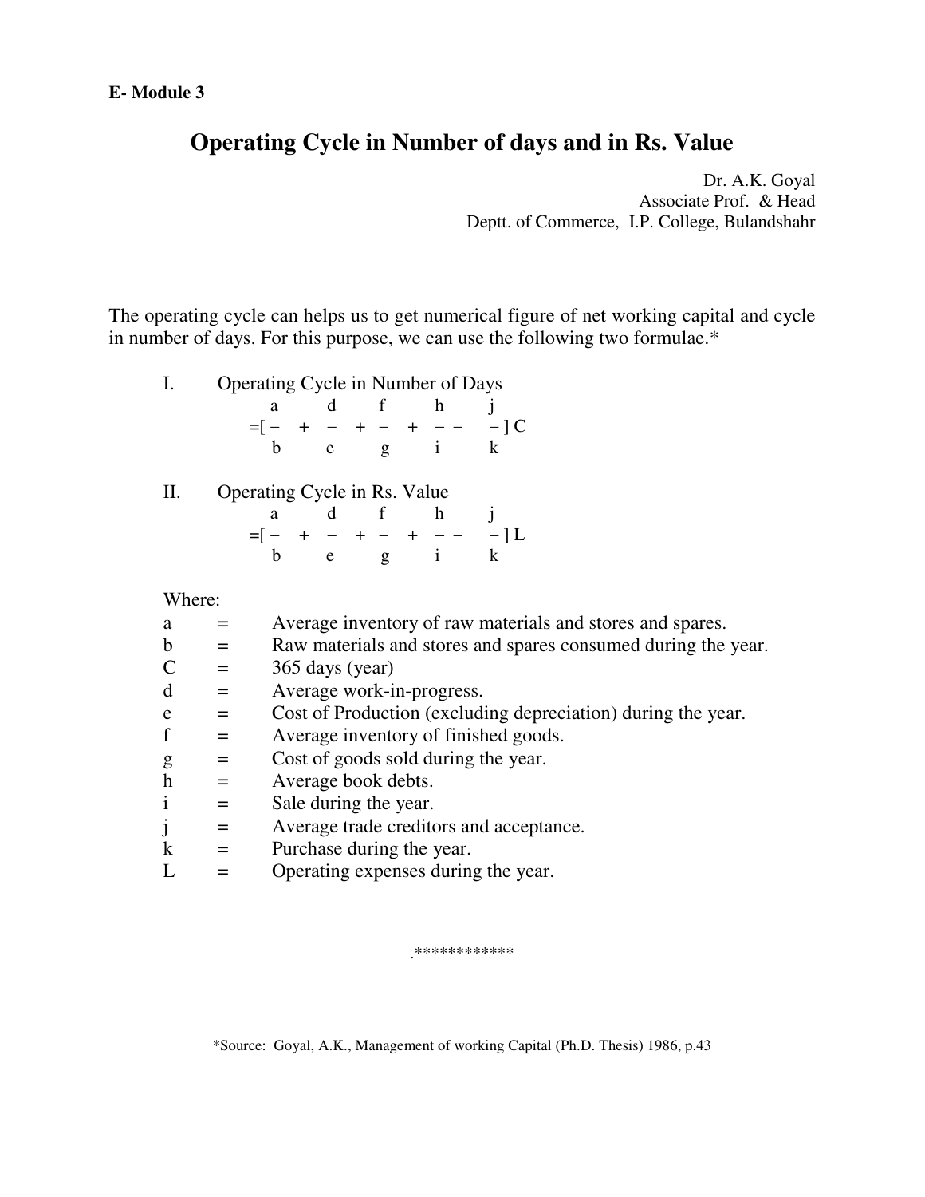**E- Module 3**

# Operating Cycle in Number of days and in Rs. Value

Dr. A.K. Goyal
Associate Prof. & Head
Deptt. of Commerce, I.P. College, Bulandshahr

The operating cycle can helps us to get numerical figure of net working capital and cycle in number of days. For this purpose, we can use the following two formulae.*

I. Operating Cycle in Number of Days

$$= \left[ \frac{a}{b} + \frac{d}{e} + \frac{f}{g} + \frac{h}{i} - \frac{j}{k} \right] C$$

II. Operating Cycle in Rs. Value

$$= \left[ \frac{a}{b} + \frac{d}{e} + \frac{f}{g} + \frac{h}{i} - \frac{j}{k} \right] L$$

Where:

- a = Average inventory of raw materials and stores and spares.
- b = Raw materials and stores and spares consumed during the year.
- C = 365 days (year)
- d = Average work-in-progress.
- e = Cost of Production (excluding depreciation) during the year.
- f = Average inventory of finished goods.
- g = Cost of goods sold during the year.
- h = Average book debts.
- i = Sale during the year.
- j = Average trade creditors and acceptance.
- k = Purchase during the year.
- L = Operating expenses during the year.

.************

*Source: Goyal, A.K., Management of working Capital (Ph.D. Thesis) 1986, p.43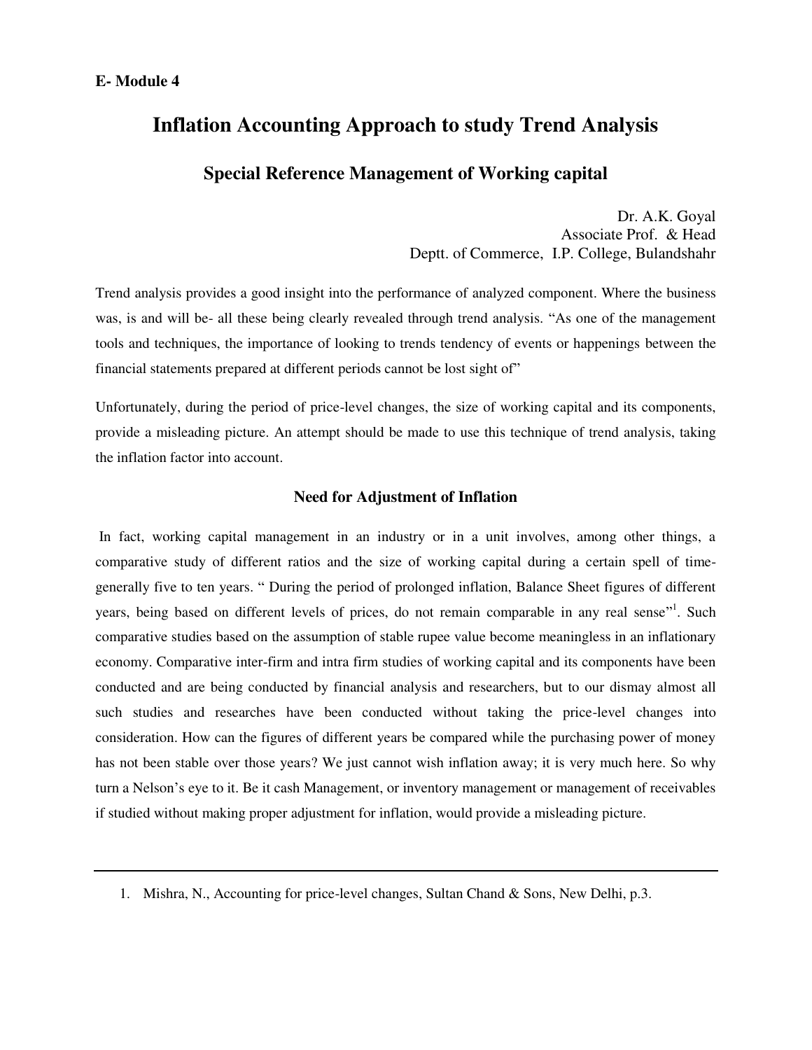**E- Module 4**

# Inflation Accounting Approach to study Trend Analysis

## Special Reference Management of Working capital

Dr. A.K. Goyal
Associate Prof. & Head
Deptt. of Commerce, I.P. College, Bulandshahr

Trend analysis provides a good insight into the performance of analyzed component. Where the business was, is and will be- all these being clearly revealed through trend analysis. "As one of the management tools and techniques, the importance of looking to trends tendency of events or happenings between the financial statements prepared at different periods cannot be lost sight of"

Unfortunately, during the period of price-level changes, the size of working capital and its components, provide a misleading picture. An attempt should be made to use this technique of trend analysis, taking the inflation factor into account.

### Need for Adjustment of Inflation

In fact, working capital management in an industry or in a unit involves, among other things, a comparative study of different ratios and the size of working capital during a certain spell of time-generally five to ten years. " During the period of prolonged inflation, Balance Sheet figures of different years, being based on different levels of prices, do not remain comparable in any real sense"[1]. Such comparative studies based on the assumption of stable rupee value become meaningless in an inflationary economy. Comparative inter-firm and intra firm studies of working capital and its components have been conducted and are being conducted by financial analysis and researchers, but to our dismay almost all such studies and researches have been conducted without taking the price-level changes into consideration. How can the figures of different years be compared while the purchasing power of money has not been stable over those years? We just cannot wish inflation away; it is very much here. So why turn a Nelson's eye to it. Be it cash Management, or inventory management or management of receivables if studied without making proper adjustment for inflation, would provide a misleading picture.

---

1. Mishra, N., Accounting for price-level changes, Sultan Chand & Sons, New Delhi, p.3.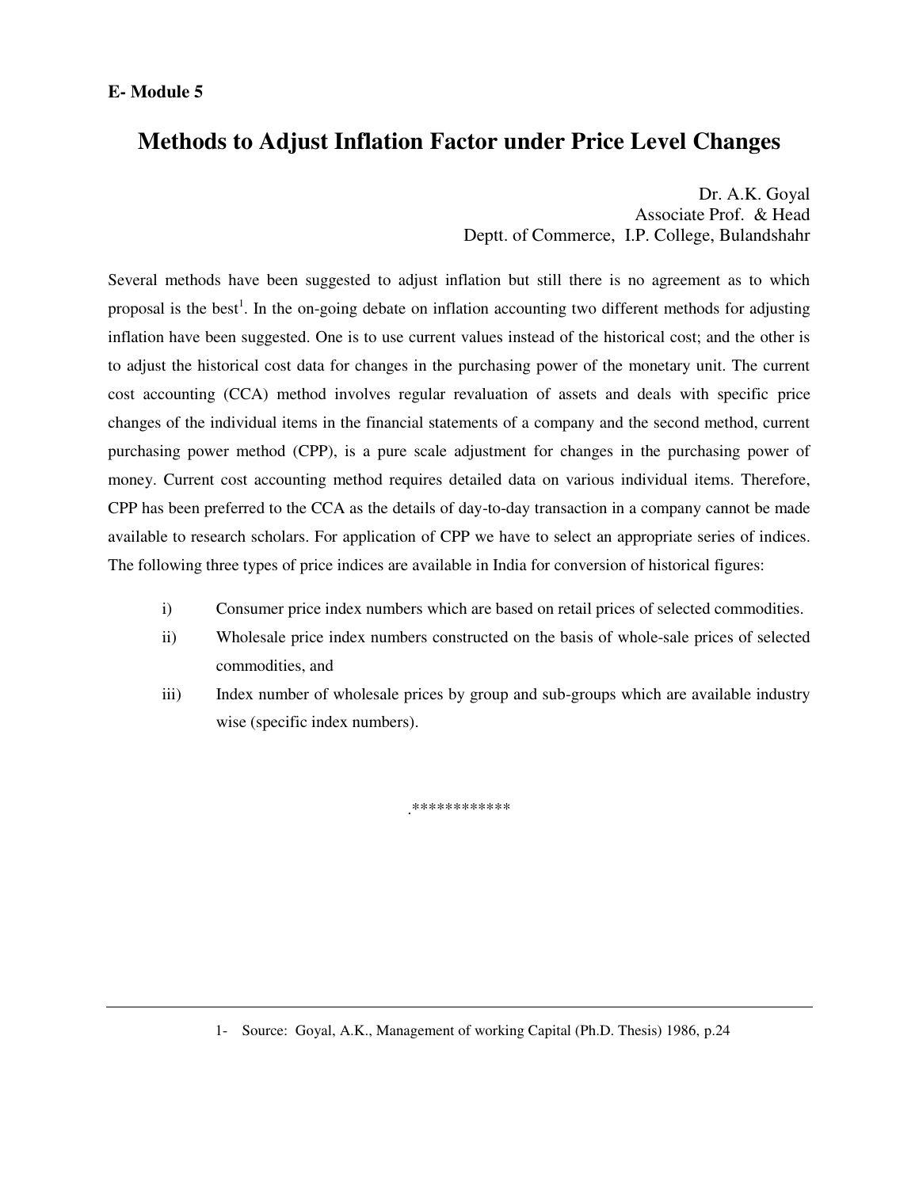**E- Module 5**

# Methods to Adjust Inflation Factor under Price Level Changes

Dr. A.K. Goyal
Associate Prof. & Head
Deptt. of Commerce, I.P. College, Bulandshahr

Several methods have been suggested to adjust inflation but still there is no agreement as to which proposal is the best[1]. In the on-going debate on inflation accounting two different methods for adjusting inflation have been suggested. One is to use current values instead of the historical cost; and the other is to adjust the historical cost data for changes in the purchasing power of the monetary unit. The current cost accounting (CCA) method involves regular revaluation of assets and deals with specific price changes of the individual items in the financial statements of a company and the second method, current purchasing power method (CPP), is a pure scale adjustment for changes in the purchasing power of money. Current cost accounting method requires detailed data on various individual items. Therefore, CPP has been preferred to the CCA as the details of day-to-day transaction in a company cannot be made available to research scholars. For application of CPP we have to select an appropriate series of indices. The following three types of price indices are available in India for conversion of historical figures:

i) Consumer price index numbers which are based on retail prices of selected commodities.

ii) Wholesale price index numbers constructed on the basis of whole-sale prices of selected commodities, and

iii) Index number of wholesale prices by group and sub-groups which are available industry wise (specific index numbers).

.***********

---

1- Source: Goyal, A.K., Management of working Capital (Ph.D. Thesis) 1986, p.24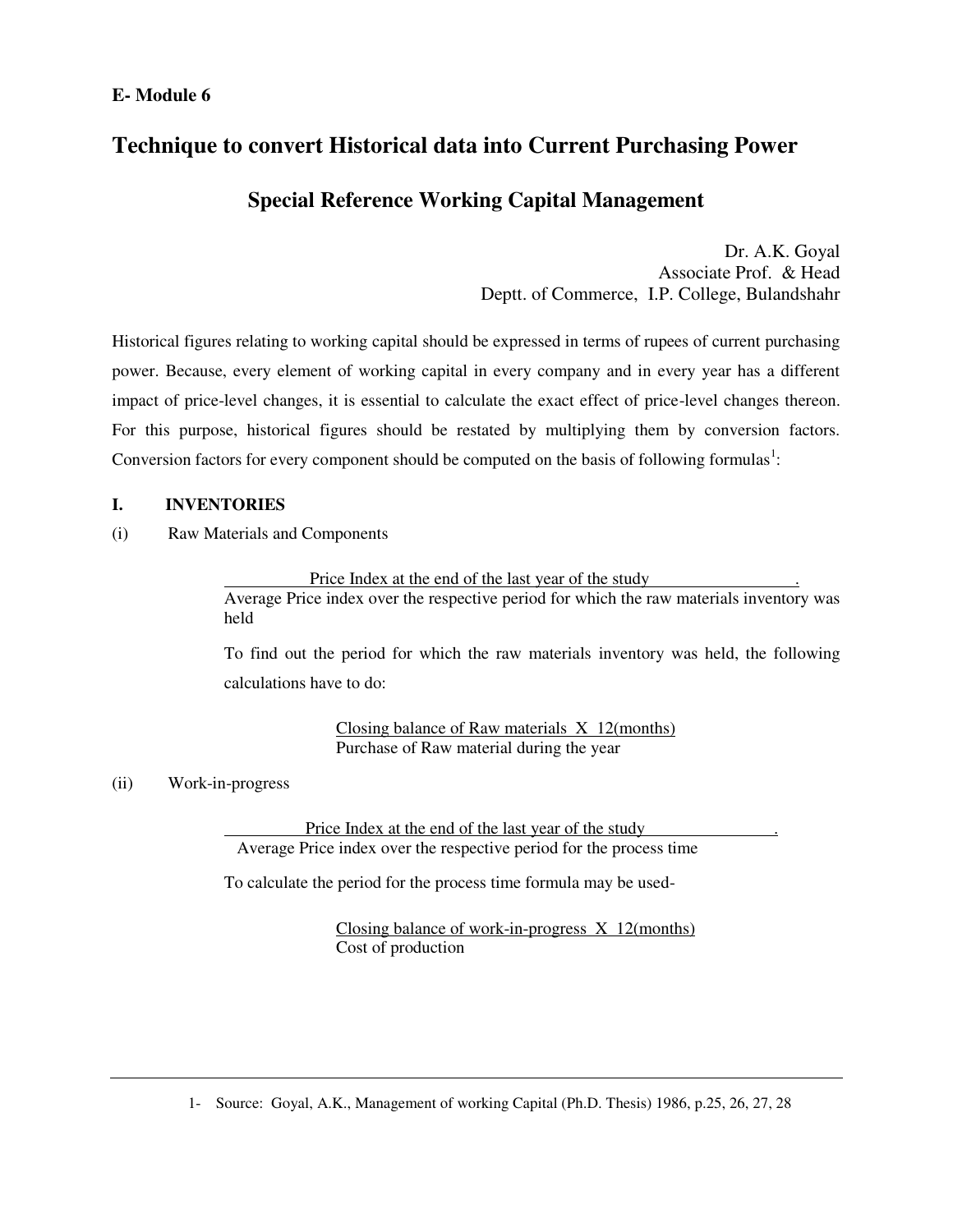**E- Module 6**

# Technique to convert Historical data into Current Purchasing Power

## Special Reference Working Capital Management

Dr. A.K. Goyal
Associate Prof. & Head
Deptt. of Commerce, I.P. College, Bulandshahr

Historical figures relating to working capital should be expressed in terms of rupees of current purchasing power. Because, every element of working capital in every company and in every year has a different impact of price-level changes, it is essential to calculate the exact effect of price-level changes thereon. For this purpose, historical figures should be restated by multiplying them by conversion factors. Conversion factors for every component should be computed on the basis of following formulas[1]:

### I. INVENTORIES

(i) Raw Materials and Components

$$\frac{\text{Price Index at the end of the last year of the study}}{\text{Average Price index over the respective period for which the raw materials inventory was held}}$$

To find out the period for which the raw materials inventory was held, the following calculations have to do:

$$\frac{\text{Closing balance of Raw materials X 12(months)}}{\text{Purchase of Raw material during the year}}$$

(ii) Work-in-progress

$$\frac{\text{Price Index at the end of the last year of the study}}{\text{Average Price index over the respective period for the process time}}$$

To calculate the period for the process time formula may be used-

$$\frac{\text{Closing balance of work-in-progress X 12(months)}}{\text{Cost of production}}$$

1- Source: Goyal, A.K., Management of working Capital (Ph.D. Thesis) 1986, p.25, 26, 27, 28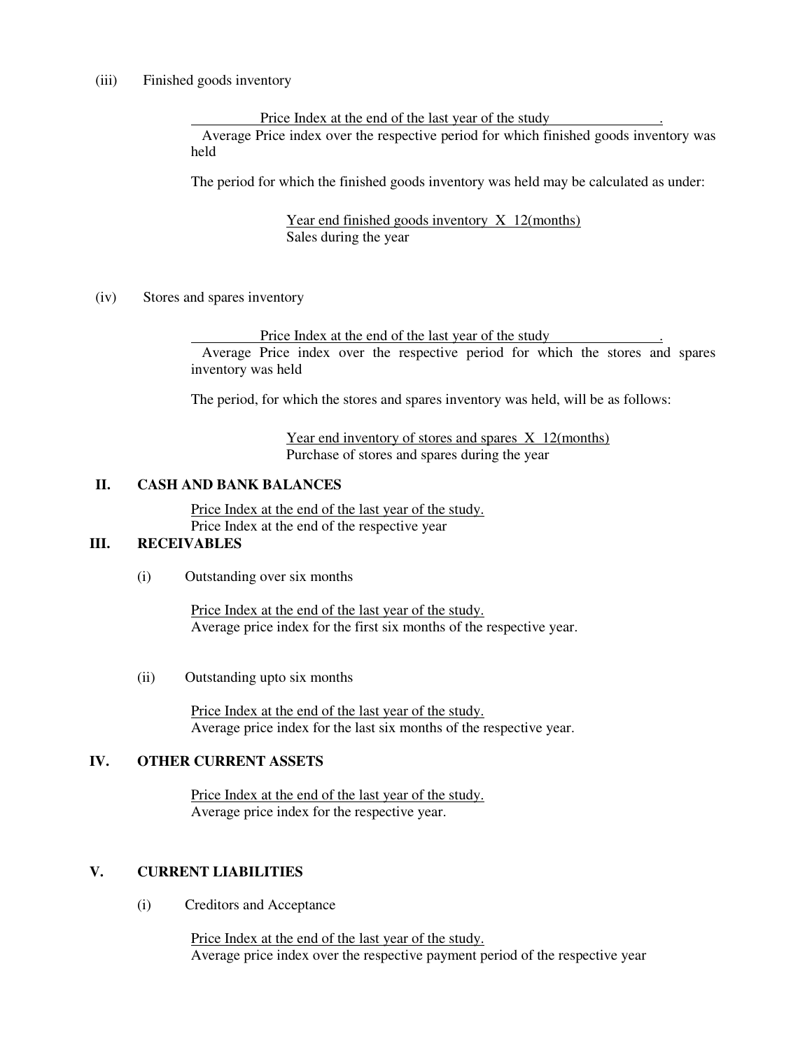(iii) Finished goods inventory

$$\frac{\text{Price Index at the end of the last year of the study}}{\text{Average Price index over the respective period for which finished goods inventory was held}}$$

The period for which the finished goods inventory was held may be calculated as under:

$$\frac{\text{Year end finished goods inventory X 12(months)}}{\text{Sales during the year}}$$

(iv) Stores and spares inventory

$$\frac{\text{Price Index at the end of the last year of the study}}{\text{Average Price index over the respective period for which the stores and spares inventory was held}}$$

The period, for which the stores and spares inventory was held, will be as follows:

$$\frac{\text{Year end inventory of stores and spares X 12(months)}}{\text{Purchase of stores and spares during the year}}$$

**II. CASH AND BANK BALANCES**

$$\frac{\text{Price Index at the end of the last year of the study.}}{\text{Price Index at the end of the respective year}}$$

**III. RECEIVABLES**

(i) Outstanding over six months

$$\frac{\text{Price Index at the end of the last year of the study.}}{\text{Average price index for the first six months of the respective year.}}$$

(ii) Outstanding upto six months

$$\frac{\text{Price Index at the end of the last year of the study.}}{\text{Average price index for the last six months of the respective year.}}$$

**IV. OTHER CURRENT ASSETS**

$$\frac{\text{Price Index at the end of the last year of the study.}}{\text{Average price index for the respective year.}}$$

**V. CURRENT LIABILITIES**

(i) Creditors and Acceptance

$$\frac{\text{Price Index at the end of the last year of the study.}}{\text{Average price index over the respective payment period of the respective year}}$$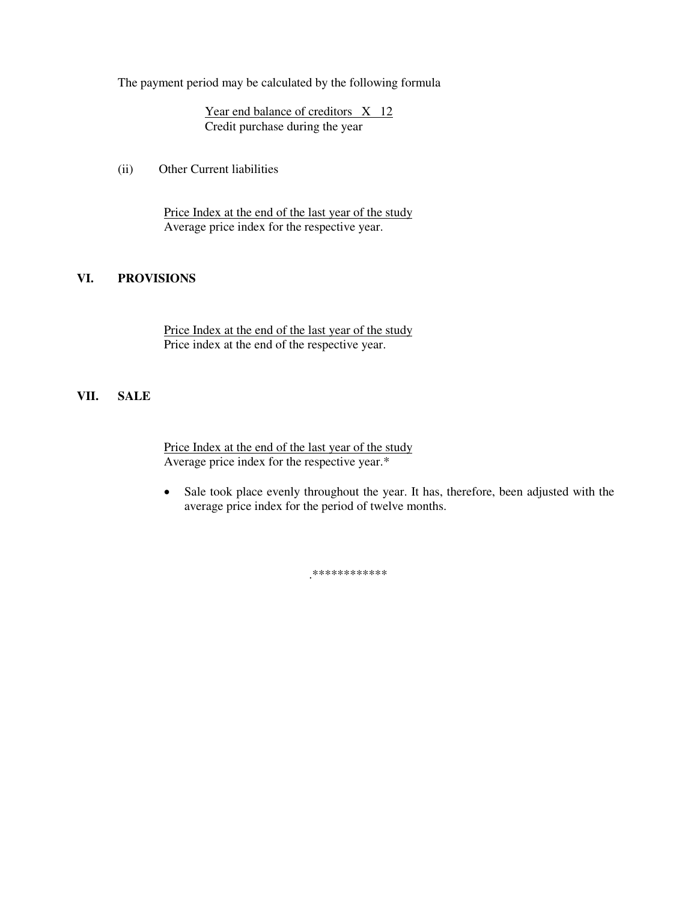The payment period may be calculated by the following formula

$$\frac{\text{Year end balance of creditors} \times 12}{\text{Credit purchase during the year}}$$

(ii) Other Current liabilities

$$\frac{\text{Price Index at the end of the last year of the study}}{\text{Average price index for the respective year.}}$$

## VI. PROVISIONS

$$\frac{\text{Price Index at the end of the last year of the study}}{\text{Price index at the end of the respective year.}}$$

## VII. SALE

$$\frac{\text{Price Index at the end of the last year of the study}}{\text{Average price index for the respective year.*}}$$

- Sale took place evenly throughout the year. It has, therefore, been adjusted with the average price index for the period of twelve months.

.************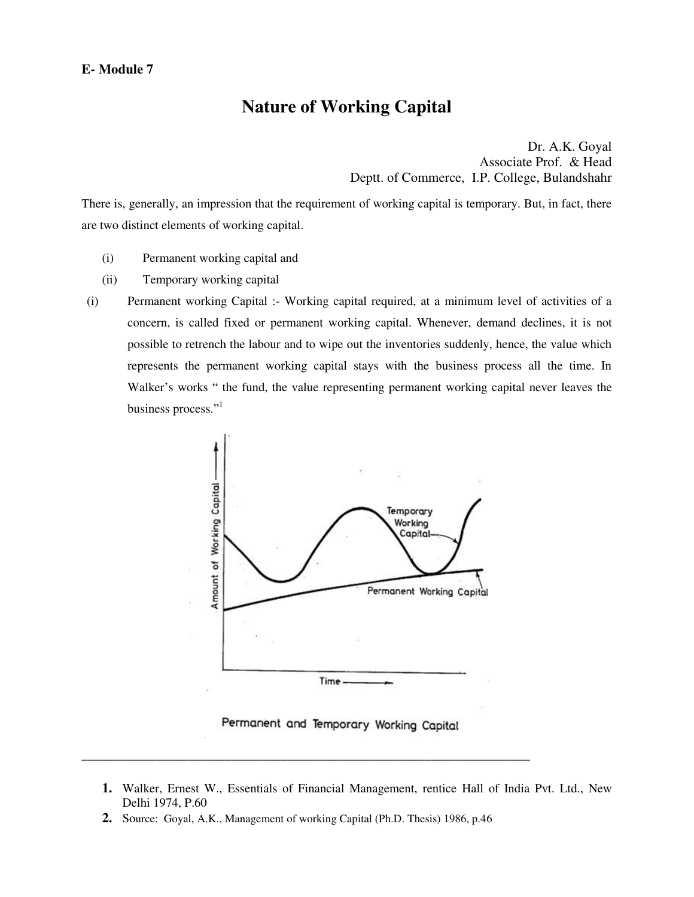**E- Module 7**

# Nature of Working Capital

Dr. A.K. Goyal
Associate Prof. & Head
Deptt. of Commerce, I.P. College, Bulandshahr

There is, generally, an impression that the requirement of working capital is temporary. But, in fact, there are two distinct elements of working capital.

(i) Permanent working capital and

(ii) Temporary working capital

(i) Permanent working Capital :- Working capital required, at a minimum level of activities of a concern, is called fixed or permanent working capital. Whenever, demand declines, it is not possible to retrench the labour and to wipe out the inventories suddenly, hence, the value which represents the permanent working capital stays with the business process all the time. In Walker's works " the fund, the value representing permanent working capital never leaves the business process."[1]

Permanent and Temporary Working Capital

---

1. Walker, Ernest W., Essentials of Financial Management, rentice Hall of India Pvt. Ltd., New Delhi 1974, P.60
2. Source: Goyal, A.K., Management of working Capital (Ph.D. Thesis) 1986, p.46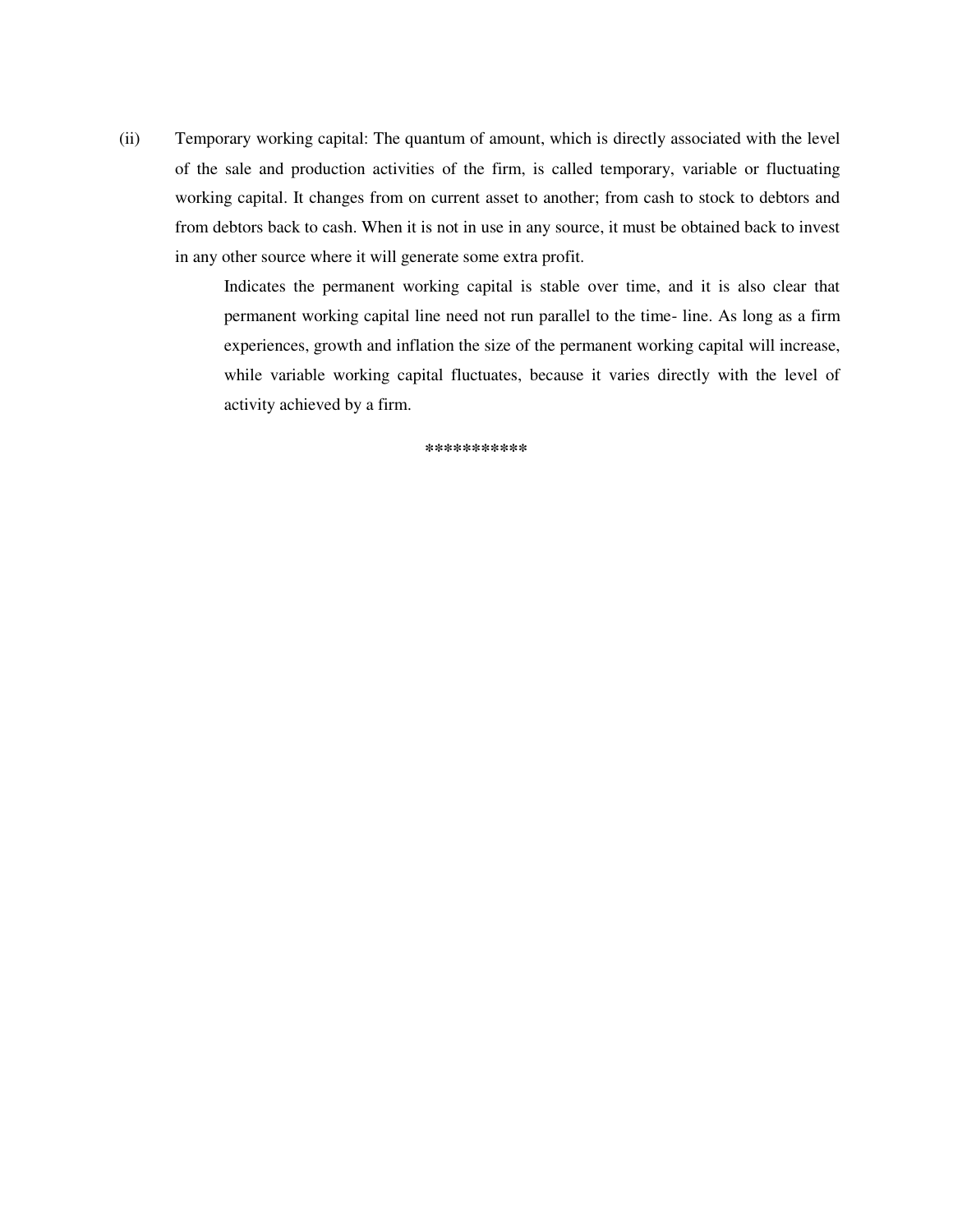(ii) Temporary working capital: The quantum of amount, which is directly associated with the level of the sale and production activities of the firm, is called temporary, variable or fluctuating working capital. It changes from on current asset to another; from cash to stock to debtors and from debtors back to cash. When it is not in use in any source, it must be obtained back to invest in any other source where it will generate some extra profit.

Indicates the permanent working capital is stable over time, and it is also clear that permanent working capital line need not run parallel to the time- line. As long as a firm experiences, growth and inflation the size of the permanent working capital will increase, while variable working capital fluctuates, because it varies directly with the level of activity achieved by a firm.

***********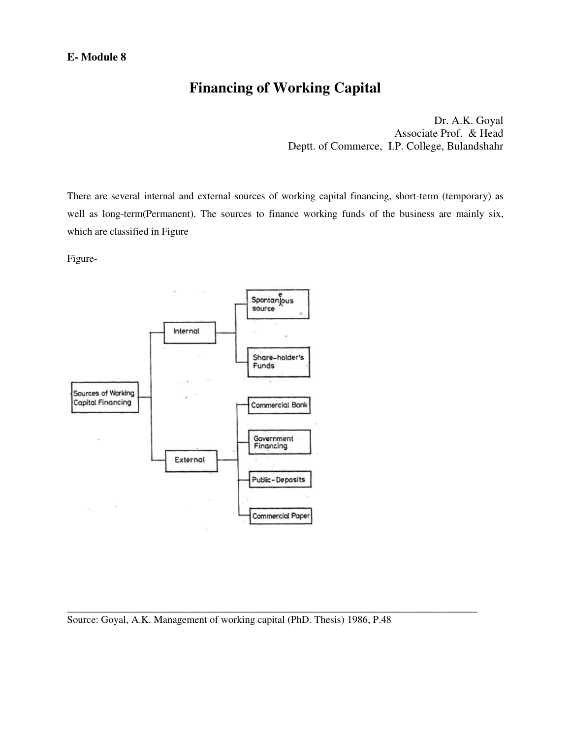**E- Module 8**

# Financing of Working Capital

Dr. A.K. Goyal
Associate Prof. & Head
Deptt. of Commerce, I.P. College, Bulandshahr

There are several internal and external sources of working capital financing, short-term (temporary) as well as long-term(Permanent). The sources to finance working funds of the business are mainly six, which are classified in Figure

Figure-

- Sources of Working Capital Financing
  - Internal
    - Spontaneous source
    - Share-holder's Funds
  - External
    - Commercial Bank
    - Government Financing
    - Public-Deposits
    - Commercial Paper

Source: Goyal, A.K. Management of working capital (PhD. Thesis) 1986, P.48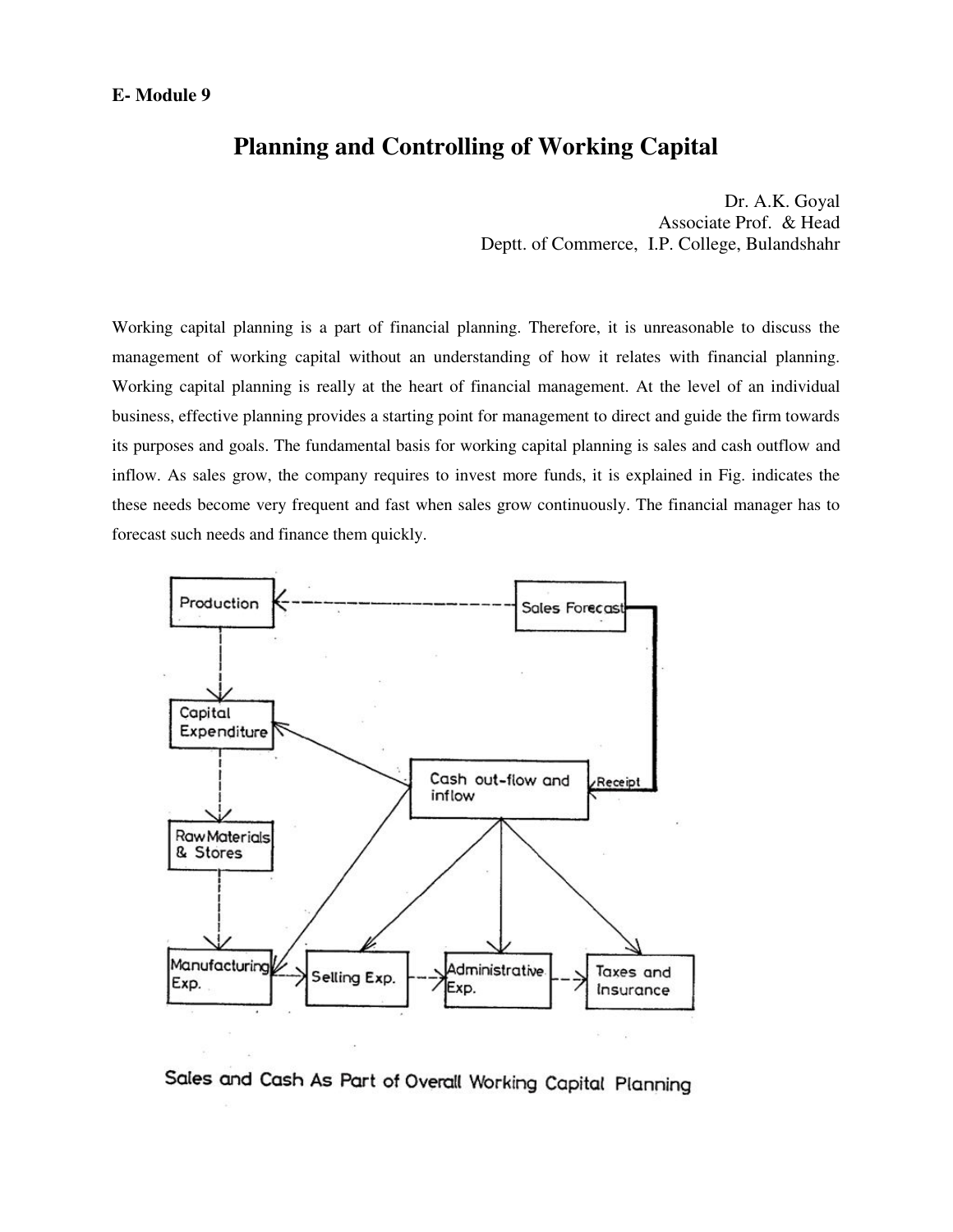**E- Module 9**

# Planning and Controlling of Working Capital

Dr. A.K. Goyal
Associate Prof. & Head
Deptt. of Commerce, I.P. College, Bulandshahr

Working capital planning is a part of financial planning. Therefore, it is unreasonable to discuss the management of working capital without an understanding of how it relates with financial planning. Working capital planning is really at the heart of financial management. At the level of an individual business, effective planning provides a starting point for management to direct and guide the firm towards its purposes and goals. The fundamental basis for working capital planning is sales and cash outflow and inflow. As sales grow, the company requires to invest more funds, it is explained in Fig. indicates the these needs become very frequent and fast when sales grow continuously. The financial manager has to forecast such needs and finance them quickly.

Production
Sales Forecast
Capital Expenditure
Cash out-flow and inflow
Receipt
Raw Materials & Stores
Manufacturing Exp.
Selling Exp.
Administrative Exp.
Taxes and Insurance

Sales and Cash As Part of Overall Working Capital Planning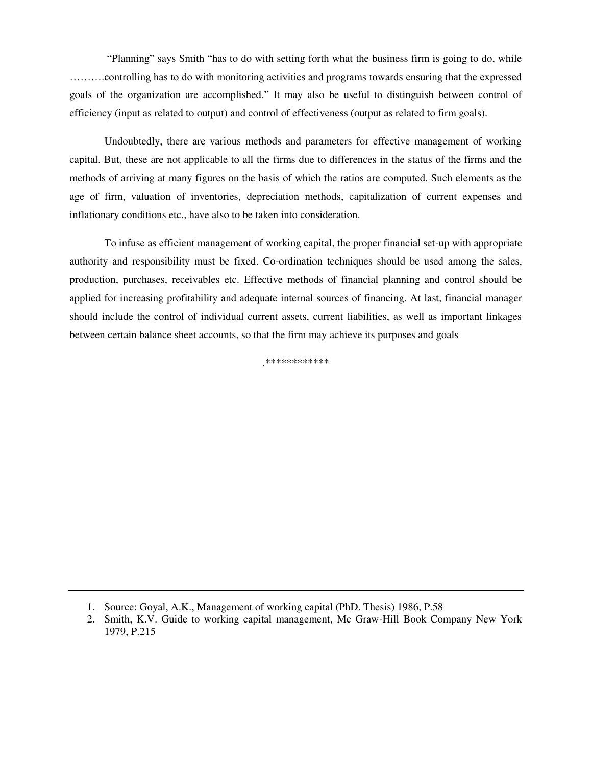"Planning" says Smith "has to do with setting forth what the business firm is going to do, while ……….controlling has to do with monitoring activities and programs towards ensuring that the expressed goals of the organization are accomplished." It may also be useful to distinguish between control of efficiency (input as related to output) and control of effectiveness (output as related to firm goals).

Undoubtedly, there are various methods and parameters for effective management of working capital. But, these are not applicable to all the firms due to differences in the status of the firms and the methods of arriving at many figures on the basis of which the ratios are computed. Such elements as the age of firm, valuation of inventories, depreciation methods, capitalization of current expenses and inflationary conditions etc., have also to be taken into consideration.

To infuse as efficient management of working capital, the proper financial set-up with appropriate authority and responsibility must be fixed. Co-ordination techniques should be used among the sales, production, purchases, receivables etc. Effective methods of financial planning and control should be applied for increasing profitability and adequate internal sources of financing. At last, financial manager should include the control of individual current assets, current liabilities, as well as important linkages between certain balance sheet accounts, so that the firm may achieve its purposes and goals

.************

---

1. Source: Goyal, A.K., Management of working capital (PhD. Thesis) 1986, P.58
2. Smith, K.V. Guide to working capital management, Mc Graw-Hill Book Company New York 1979, P.215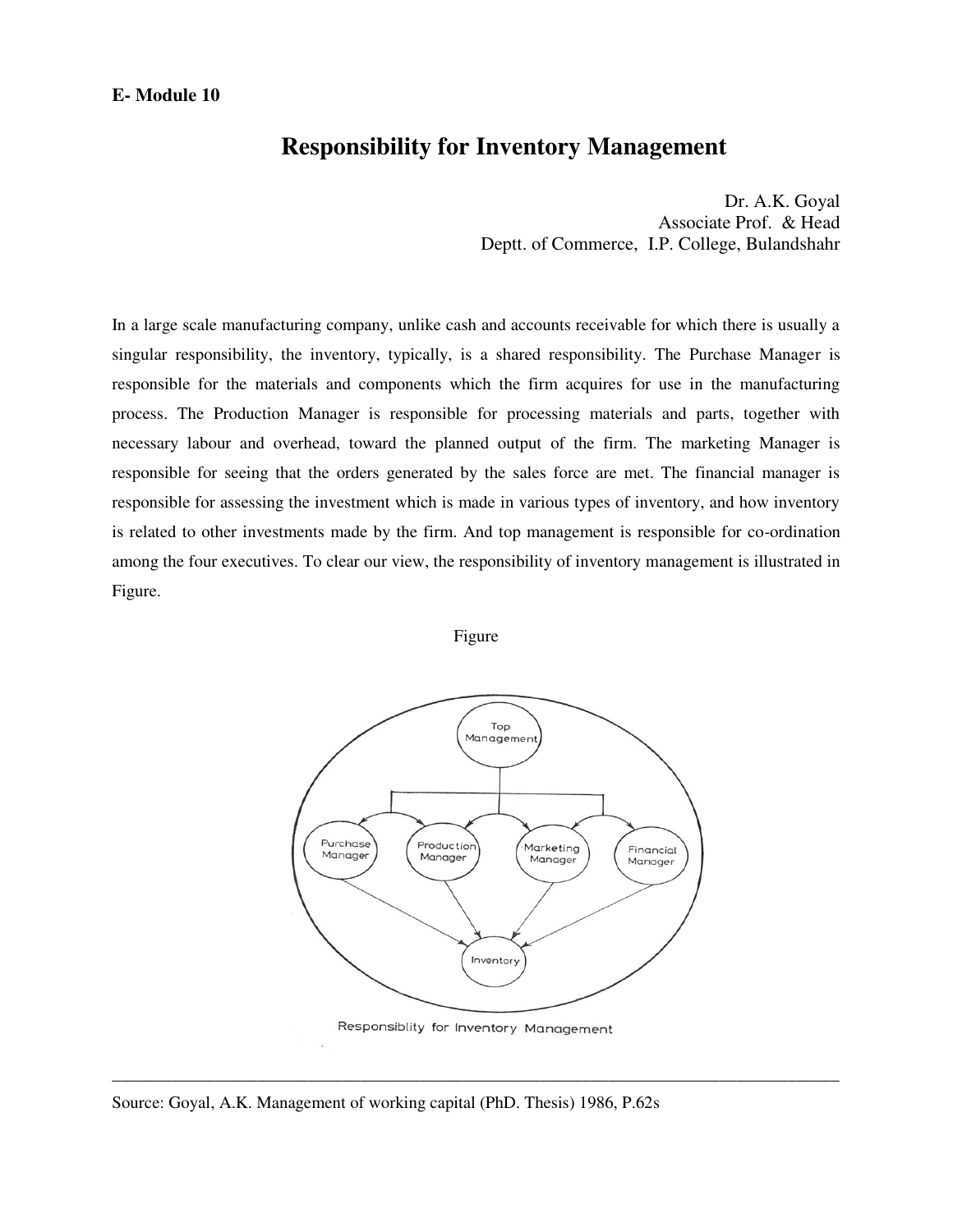**E- Module 10**

# Responsibility for Inventory Management

Dr. A.K. Goyal
Associate Prof. & Head
Deptt. of Commerce, I.P. College, Bulandshahr

In a large scale manufacturing company, unlike cash and accounts receivable for which there is usually a singular responsibility, the inventory, typically, is a shared responsibility. The Purchase Manager is responsible for the materials and components which the firm acquires for use in the manufacturing process. The Production Manager is responsible for processing materials and parts, together with necessary labour and overhead, toward the planned output of the firm. The marketing Manager is responsible for seeing that the orders generated by the sales force are met. The financial manager is responsible for assessing the investment which is made in various types of inventory, and how inventory is related to other investments made by the firm. And top management is responsible for co-ordination among the four executives. To clear our view, the responsibility of inventory management is illustrated in Figure.

Figure

Responsiblity for Inventory Management

Source: Goyal, A.K. Management of working capital (PhD. Thesis) 1986, P.62s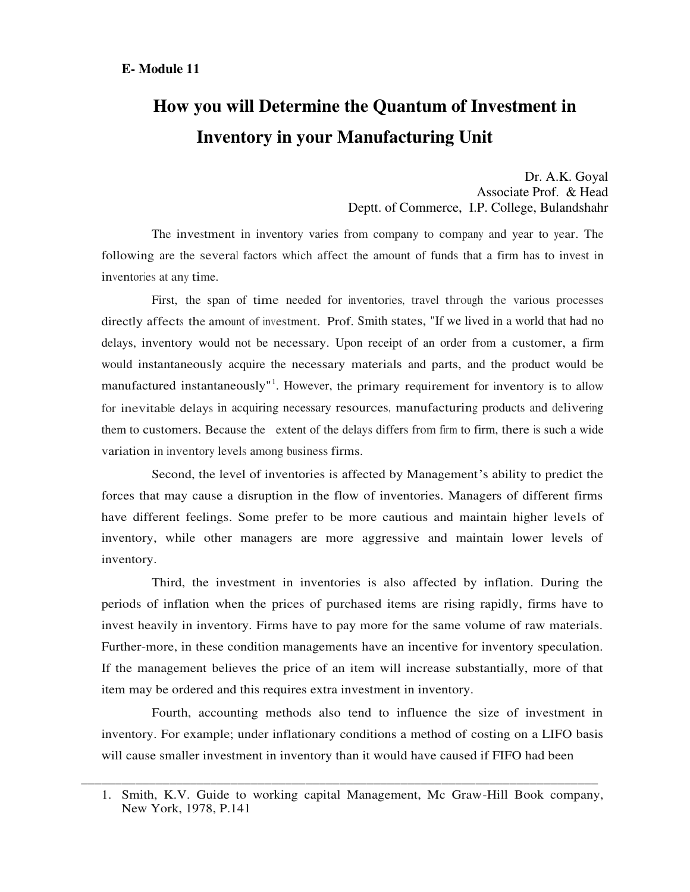**E- Module 11**

# How you will Determine the Quantum of Investment in Inventory in your Manufacturing Unit

Dr. A.K. Goyal
Associate Prof. & Head
Deptt. of Commerce, I.P. College, Bulandshahr

The investment in inventory varies from company to company and year to year. The following are the several factors which affect the amount of funds that a firm has to invest in inventories at any time.

First, the span of time needed for inventories, travel through the various processes directly affects the amount of investment. Prof. Smith states, "If we lived in a world that had no delays, inventory would not be necessary. Upon receipt of an order from a customer, a firm would instantaneously acquire the necessary materials and parts, and the product would be manufactured instantaneously"[1]. However, the primary requirement for inventory is to allow for inevitable delays in acquiring necessary resources, manufacturing products and delivering them to customers. Because the extent of the delays differs from firm to firm, there is such a wide variation in inventory levels among business firms.

Second, the level of inventories is affected by Management's ability to predict the forces that may cause a disruption in the flow of inventories. Managers of different firms have different feelings. Some prefer to be more cautious and maintain higher levels of inventory, while other managers are more aggressive and maintain lower levels of inventory.

Third, the investment in inventories is also affected by inflation. During the periods of inflation when the prices of purchased items are rising rapidly, firms have to invest heavily in inventory. Firms have to pay more for the same volume of raw materials. Further-more, in these condition managements have an incentive for inventory speculation. If the management believes the price of an item will increase substantially, more of that item may be ordered and this requires extra investment in inventory.

Fourth, accounting methods also tend to influence the size of investment in inventory. For example; under inflationary conditions a method of costing on a LIFO basis will cause smaller investment in inventory than it would have caused if FIFO had been

---

1. Smith, K.V. Guide to working capital Management, Mc Graw-Hill Book company, New York, 1978, P.141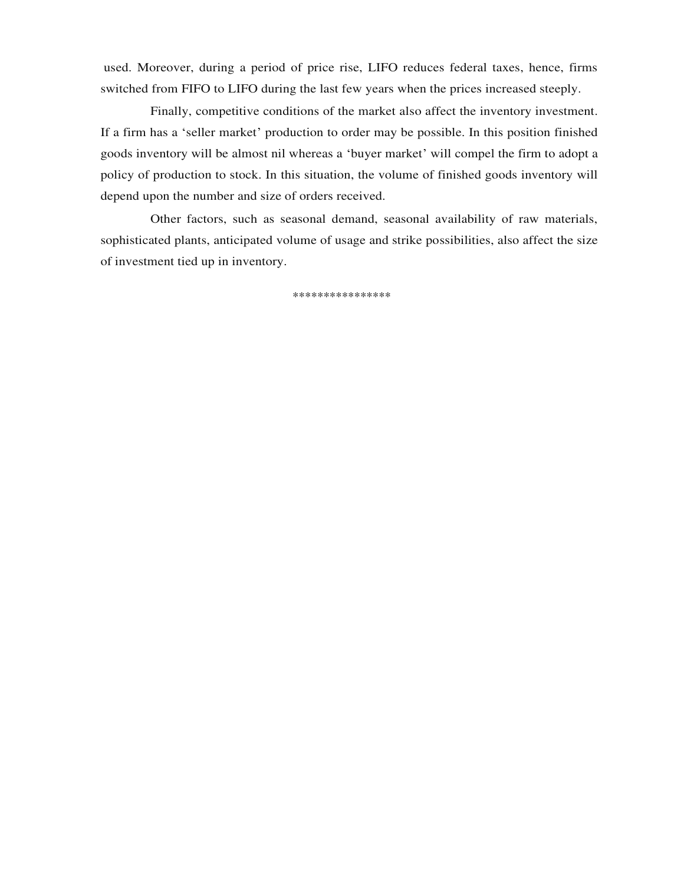used. Moreover, during a period of price rise, LIFO reduces federal taxes, hence, firms switched from FIFO to LIFO during the last few years when the prices increased steeply.

Finally, competitive conditions of the market also affect the inventory investment. If a firm has a 'seller market' production to order may be possible. In this position finished goods inventory will be almost nil whereas a 'buyer market' will compel the firm to adopt a policy of production to stock. In this situation, the volume of finished goods inventory will depend upon the number and size of orders received.

Other factors, such as seasonal demand, seasonal availability of raw materials, sophisticated plants, anticipated volume of usage and strike possibilities, also affect the size of investment tied up in inventory.

****************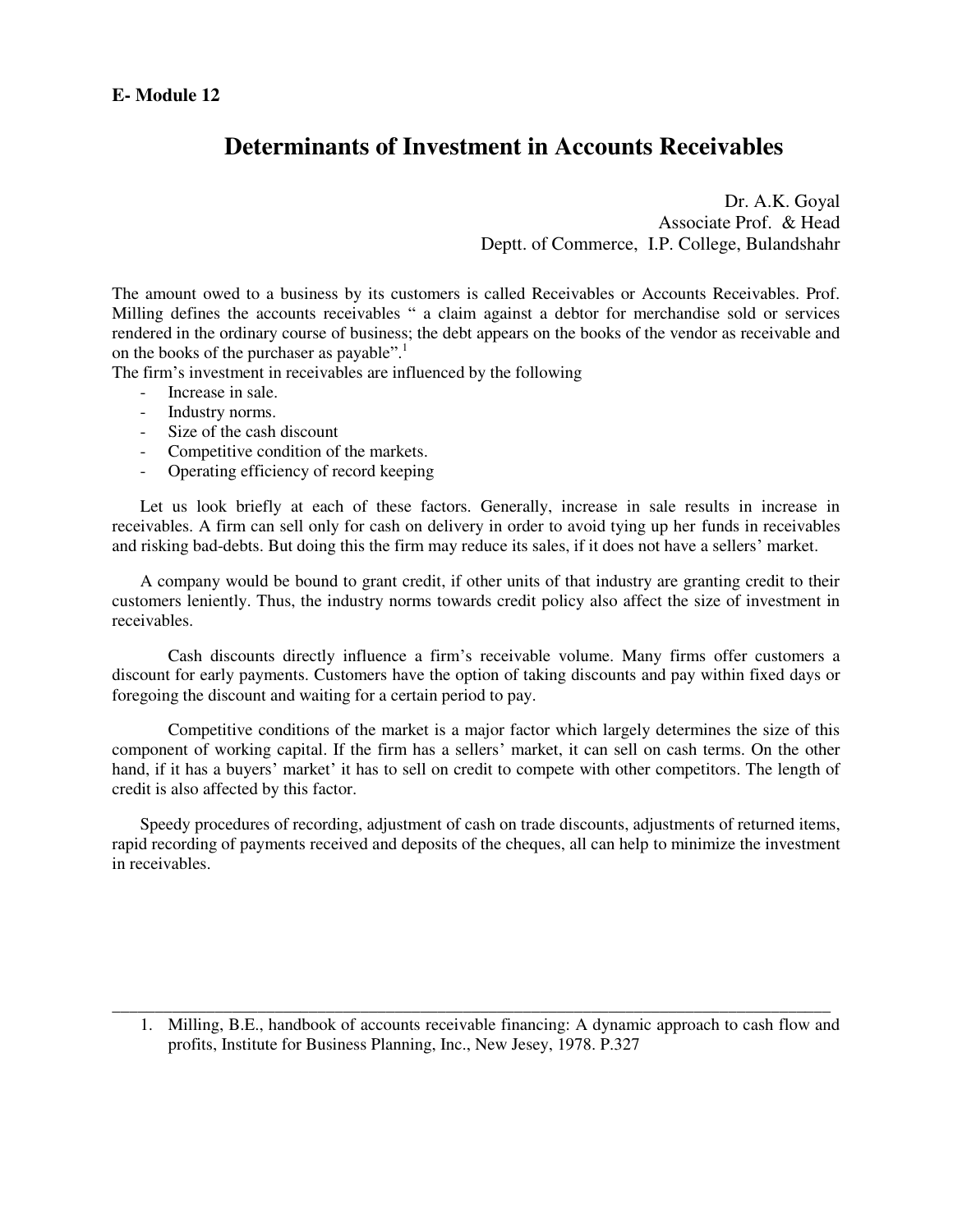**E- Module 12**

# Determinants of Investment in Accounts Receivables

Dr. A.K. Goyal
Associate Prof. & Head
Deptt. of Commerce, I.P. College, Bulandshahr

The amount owed to a business by its customers is called Receivables or Accounts Receivables. Prof. Milling defines the accounts receivables " a claim against a debtor for merchandise sold or services rendered in the ordinary course of business; the debt appears on the books of the vendor as receivable and on the books of the purchaser as payable".[1]

The firm's investment in receivables are influenced by the following

- Increase in sale.
- Industry norms.
- Size of the cash discount
- Competitive condition of the markets.
- Operating efficiency of record keeping

Let us look briefly at each of these factors. Generally, increase in sale results in increase in receivables. A firm can sell only for cash on delivery in order to avoid tying up her funds in receivables and risking bad-debts. But doing this the firm may reduce its sales, if it does not have a sellers' market.

A company would be bound to grant credit, if other units of that industry are granting credit to their customers leniently. Thus, the industry norms towards credit policy also affect the size of investment in receivables.

Cash discounts directly influence a firm's receivable volume. Many firms offer customers a discount for early payments. Customers have the option of taking discounts and pay within fixed days or foregoing the discount and waiting for a certain period to pay.

Competitive conditions of the market is a major factor which largely determines the size of this component of working capital. If the firm has a sellers' market, it can sell on cash terms. On the other hand, if it has a buyers' market' it has to sell on credit to compete with other competitors. The length of credit is also affected by this factor.

Speedy procedures of recording, adjustment of cash on trade discounts, adjustments of returned items, rapid recording of payments received and deposits of the cheques, all can help to minimize the investment in receivables.

---

1. Milling, B.E., handbook of accounts receivable financing: A dynamic approach to cash flow and profits, Institute for Business Planning, Inc., New Jesey, 1978. P.327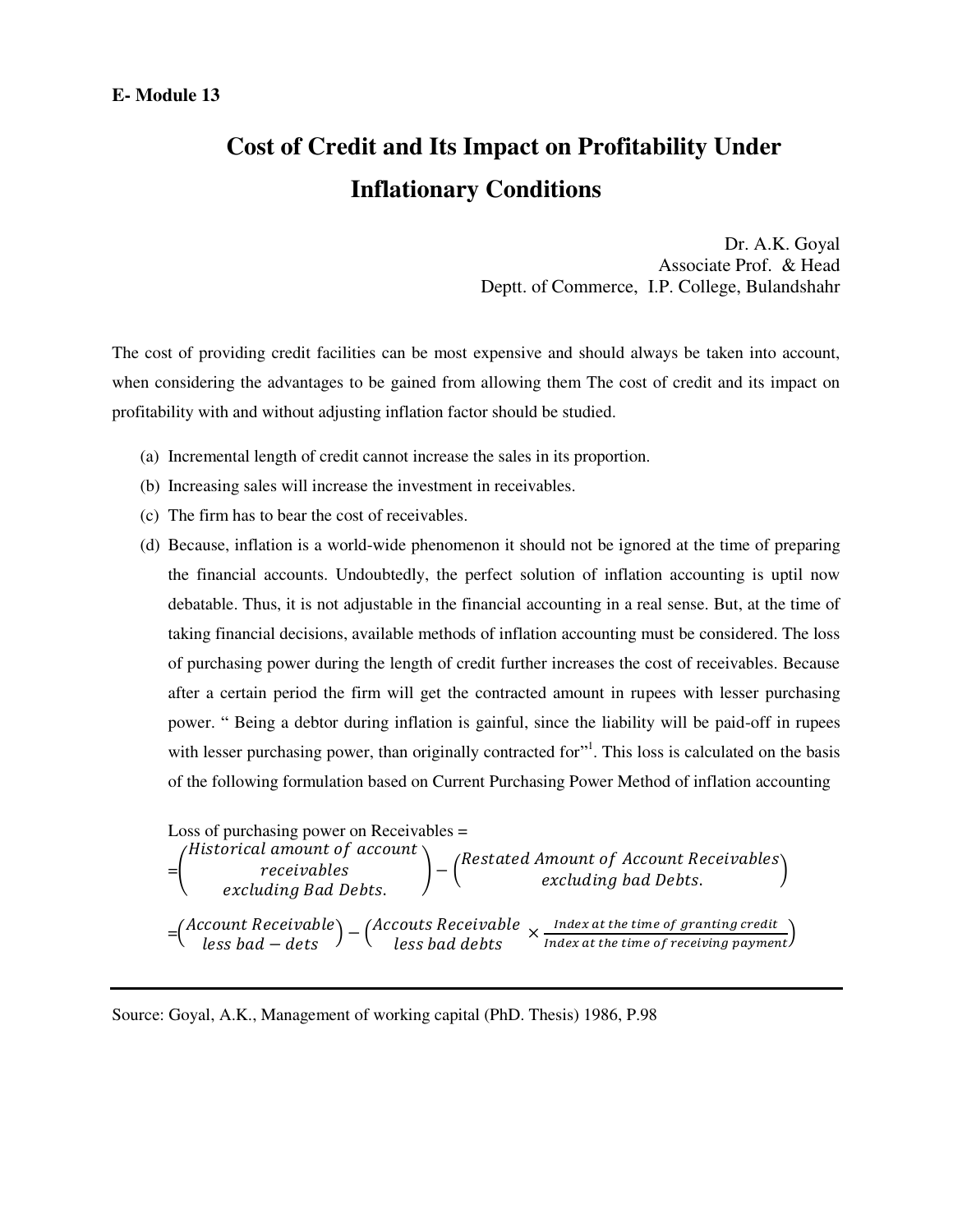**E- Module 13**

# Cost of Credit and Its Impact on Profitability Under Inflationary Conditions

Dr. A.K. Goyal
Associate Prof. & Head
Deptt. of Commerce, I.P. College, Bulandshahr

The cost of providing credit facilities can be most expensive and should always be taken into account, when considering the advantages to be gained from allowing them The cost of credit and its impact on profitability with and without adjusting inflation factor should be studied.

(a) Incremental length of credit cannot increase the sales in its proportion.

(b) Increasing sales will increase the investment in receivables.

(c) The firm has to bear the cost of receivables.

(d) Because, inflation is a world-wide phenomenon it should not be ignored at the time of preparing the financial accounts. Undoubtedly, the perfect solution of inflation accounting is uptil now debatable. Thus, it is not adjustable in the financial accounting in a real sense. But, at the time of taking financial decisions, available methods of inflation accounting must be considered. The loss of purchasing power during the length of credit further increases the cost of receivables. Because after a certain period the firm will get the contracted amount in rupees with lesser purchasing power. " Being a debtor during inflation is gainful, since the liability will be paid-off in rupees with lesser purchasing power, than originally contracted for"[1]. This loss is calculated on the basis of the following formulation based on Current Purchasing Power Method of inflation accounting

Loss of purchasing power on Receivables =

$$= \begin{pmatrix} Historical\ amount\ of\ account \\ receivables \\ excluding\ Bad\ Debts. \end{pmatrix} - \begin{pmatrix} Restated\ Amount\ of\ Account\ Receivables \\ excluding\ bad\ Debts. \end{pmatrix}$$

$$= \begin{pmatrix} Account\ Receivable \\ less\ bad-dets \end{pmatrix} - \begin{pmatrix} Accouts\ Receivable \\ less\ bad\ debts \end{pmatrix} \times \frac{Index\ at\ the\ time\ of\ granting\ credit}{Index\ at\ the\ time\ of\ receiving\ payment}$$

---

Source: Goyal, A.K., Management of working capital (PhD. Thesis) 1986, P.98